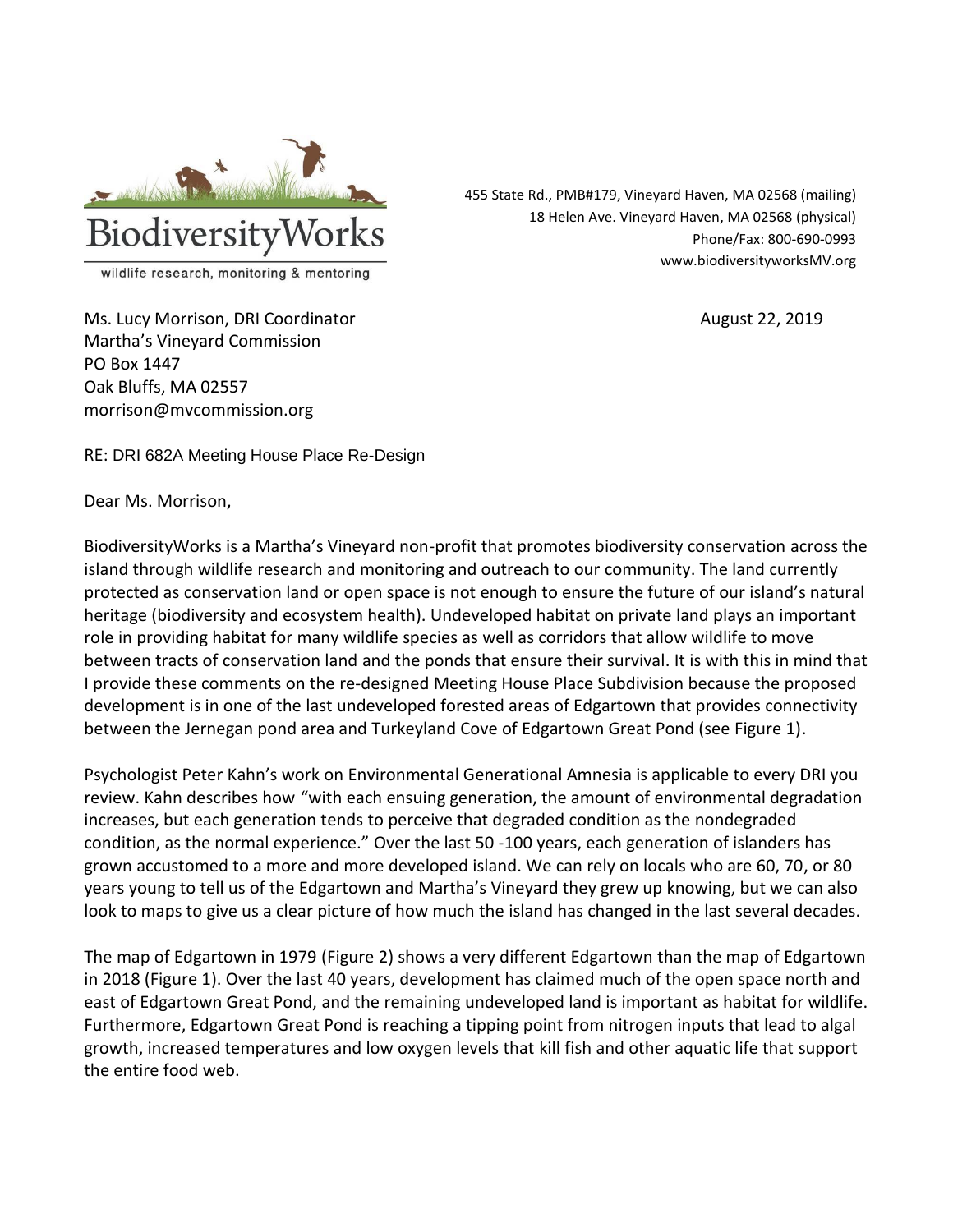BiodiversityWorks

wildlife research, monitoring & mentoring

455 State Rd., PMB#179, Vineyard Haven, MA 02568 (mailing)
18 Helen Ave. Vineyard Haven, MA 02568 (physical)
Phone/Fax: 800-690-0993
www.biodiversityworksMV.org

Ms. Lucy Morrison, DRI Coordinator
Martha's Vineyard Commission
PO Box 1447
Oak Bluffs, MA 02557
morrison@mvcommission.org

August 22, 2019

RE: DRI 682A Meeting House Place Re-Design

Dear Ms. Morrison,

BiodiversityWorks is a Martha's Vineyard non-profit that promotes biodiversity conservation across the island through wildlife research and monitoring and outreach to our community. The land currently protected as conservation land or open space is not enough to ensure the future of our island's natural heritage (biodiversity and ecosystem health). Undeveloped habitat on private land plays an important role in providing habitat for many wildlife species as well as corridors that allow wildlife to move between tracts of conservation land and the ponds that ensure their survival. It is with this in mind that I provide these comments on the re-designed Meeting House Place Subdivision because the proposed development is in one of the last undeveloped forested areas of Edgartown that provides connectivity between the Jernegan pond area and Turkeyland Cove of Edgartown Great Pond (see Figure 1).

Psychologist Peter Kahn's work on Environmental Generational Amnesia is applicable to every DRI you review. Kahn describes how "with each ensuing generation, the amount of environmental degradation increases, but each generation tends to perceive that degraded condition as the nondegraded condition, as the normal experience." Over the last 50 -100 years, each generation of islanders has grown accustomed to a more and more developed island. We can rely on locals who are 60, 70, or 80 years young to tell us of the Edgartown and Martha's Vineyard they grew up knowing, but we can also look to maps to give us a clear picture of how much the island has changed in the last several decades.

The map of Edgartown in 1979 (Figure 2) shows a very different Edgartown than the map of Edgartown in 2018 (Figure 1). Over the last 40 years, development has claimed much of the open space north and east of Edgartown Great Pond, and the remaining undeveloped land is important as habitat for wildlife. Furthermore, Edgartown Great Pond is reaching a tipping point from nitrogen inputs that lead to algal growth, increased temperatures and low oxygen levels that kill fish and other aquatic life that support the entire food web.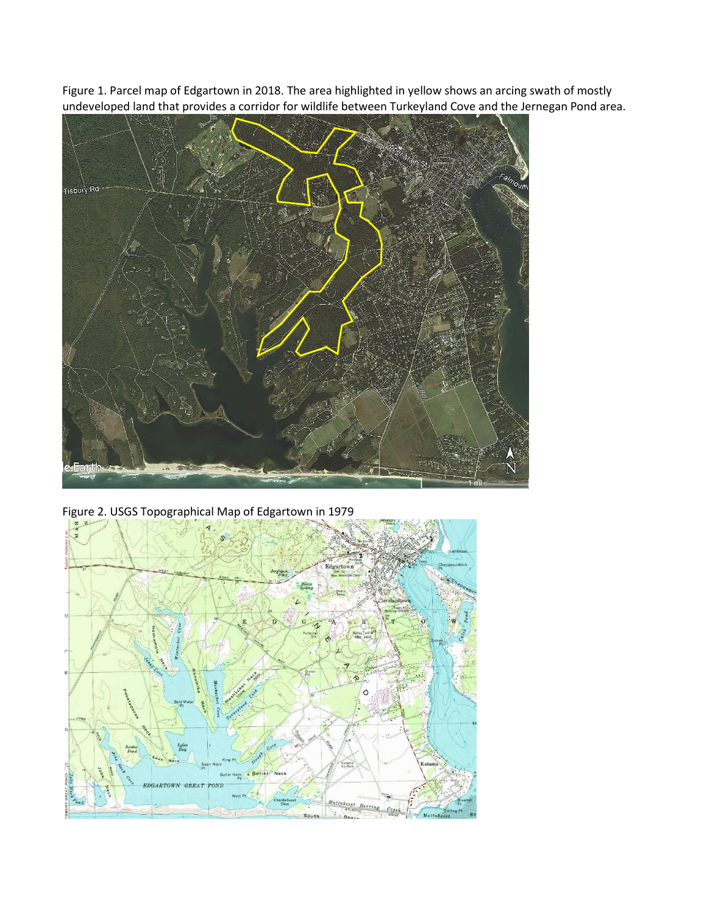Figure 1. Parcel map of Edgartown in 2018. The area highlighted in yellow shows an arcing swath of mostly undeveloped land that provides a corridor for wildlife between Turkeyland Cove and the Jernegan Pond area.

Figure 2. USGS Topographical Map of Edgartown in 1979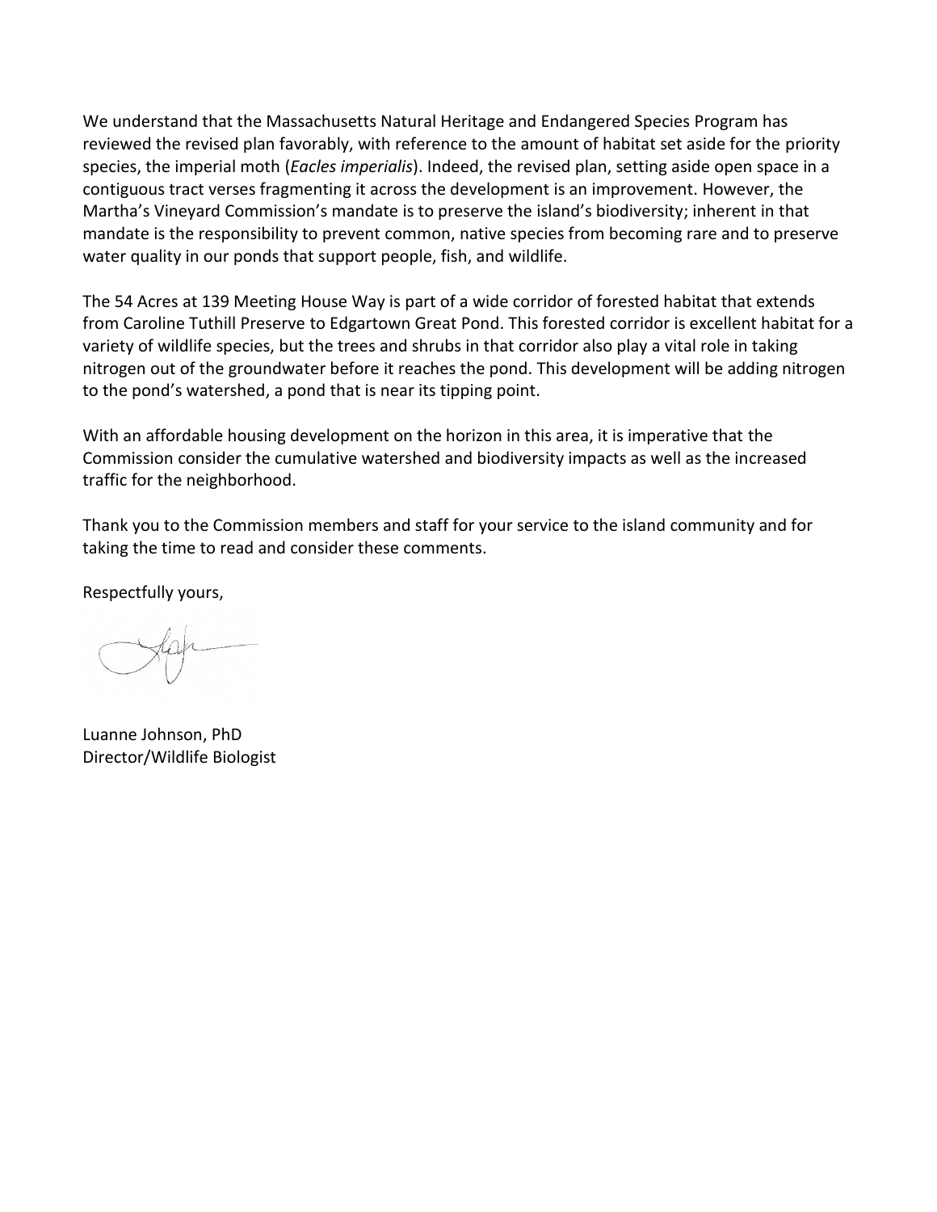We understand that the Massachusetts Natural Heritage and Endangered Species Program has reviewed the revised plan favorably, with reference to the amount of habitat set aside for the priority species, the imperial moth (*Eacles imperialis*). Indeed, the revised plan, setting aside open space in a contiguous tract verses fragmenting it across the development is an improvement. However, the Martha's Vineyard Commission's mandate is to preserve the island's biodiversity; inherent in that mandate is the responsibility to prevent common, native species from becoming rare and to preserve water quality in our ponds that support people, fish, and wildlife.

The 54 Acres at 139 Meeting House Way is part of a wide corridor of forested habitat that extends from Caroline Tuthill Preserve to Edgartown Great Pond. This forested corridor is excellent habitat for a variety of wildlife species, but the trees and shrubs in that corridor also play a vital role in taking nitrogen out of the groundwater before it reaches the pond. This development will be adding nitrogen to the pond's watershed, a pond that is near its tipping point.

With an affordable housing development on the horizon in this area, it is imperative that the Commission consider the cumulative watershed and biodiversity impacts as well as the increased traffic for the neighborhood.

Thank you to the Commission members and staff for your service to the island community and for taking the time to read and consider these comments.

Respectfully yours,

Luanne Johnson, PhD
Director/Wildlife Biologist